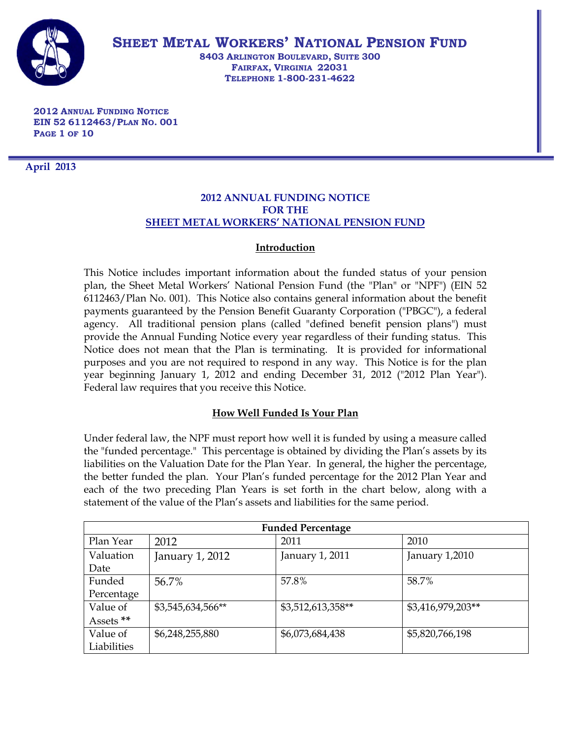# SHEET METAL WORKERS' NATIONAL PENSION FUND

**8403 ARLINGTON BOULEVARD, SUITE 300**
**FAIRFAX, VIRGINIA 22031**
**TELEPHONE 1-800-231-4622**

**2012 ANNUAL FUNDING NOTICE**
**EIN 52 6112463/PLAN NO. 001**

**April 2013**

## 2012 ANNUAL FUNDING NOTICE FOR THE SHEET METAL WORKERS' NATIONAL PENSION FUND

### Introduction

This Notice includes important information about the funded status of your pension plan, the Sheet Metal Workers' National Pension Fund (the "Plan" or "NPF") (EIN 52 6112463/Plan No. 001). This Notice also contains general information about the benefit payments guaranteed by the Pension Benefit Guaranty Corporation ("PBGC"), a federal agency. All traditional pension plans (called "defined benefit pension plans") must provide the Annual Funding Notice every year regardless of their funding status. This Notice does not mean that the Plan is terminating. It is provided for informational purposes and you are not required to respond in any way. This Notice is for the plan year beginning January 1, 2012 and ending December 31, 2012 ("2012 Plan Year"). Federal law requires that you receive this Notice.

### How Well Funded Is Your Plan

Under federal law, the NPF must report how well it is funded by using a measure called the "funded percentage." This percentage is obtained by dividing the Plan's assets by its liabilities on the Valuation Date for the Plan Year. In general, the higher the percentage, the better funded the plan. Your Plan's funded percentage for the 2012 Plan Year and each of the two preceding Plan Years is set forth in the chart below, along with a statement of the value of the Plan's assets and liabilities for the same period.

| Funded Percentage | | | |
|---|---|---|---|
| Plan Year | 2012 | 2011 | 2010 |
| Valuation Date | January 1, 2012 | January 1, 2011 | January 1,2010 |
| Funded Percentage | 56.7% | 57.8% | 58.7% |
| Value of Assets ** | $3,545,634,566** | $3,512,613,358** | $3,416,979,203** |
| Value of Liabilities | $6,248,255,880 | $6,073,684,438 | $5,820,766,198 |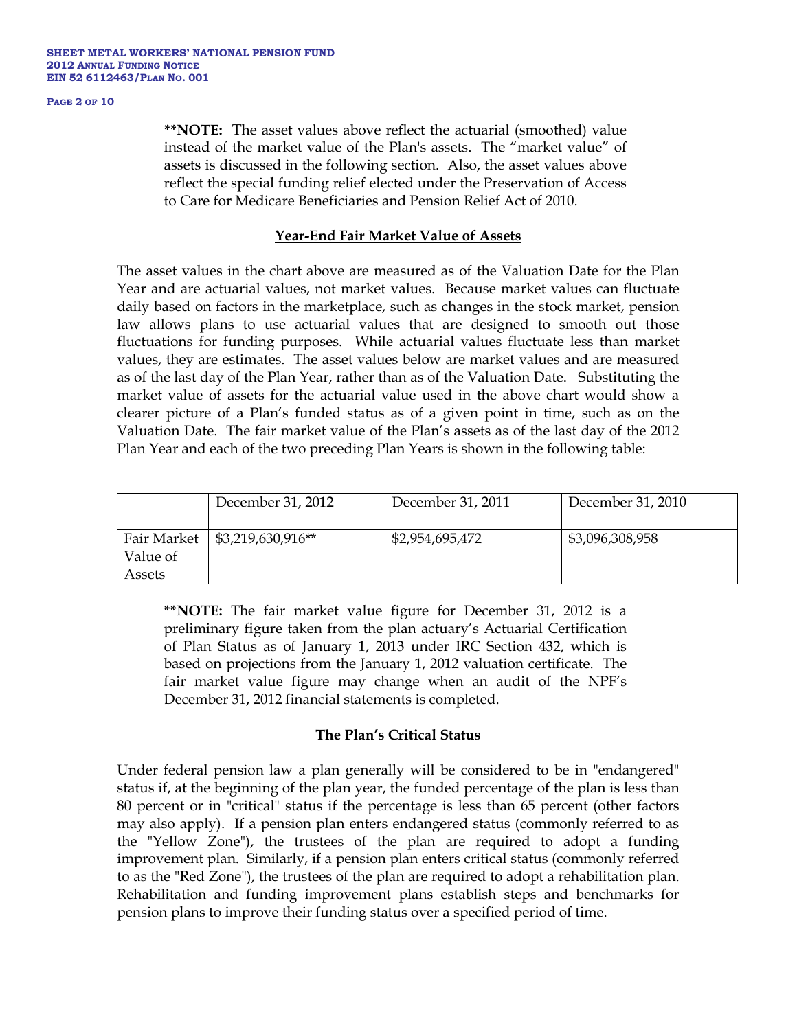**\*\*NOTE:** The asset values above reflect the actuarial (smoothed) value instead of the market value of the Plan's assets. The "market value" of assets is discussed in the following section. Also, the asset values above reflect the special funding relief elected under the Preservation of Access to Care for Medicare Beneficiaries and Pension Relief Act of 2010.

## Year-End Fair Market Value of Assets

The asset values in the chart above are measured as of the Valuation Date for the Plan Year and are actuarial values, not market values. Because market values can fluctuate daily based on factors in the marketplace, such as changes in the stock market, pension law allows plans to use actuarial values that are designed to smooth out those fluctuations for funding purposes. While actuarial values fluctuate less than market values, they are estimates. The asset values below are market values and are measured as of the last day of the Plan Year, rather than as of the Valuation Date. Substituting the market value of assets for the actuarial value used in the above chart would show a clearer picture of a Plan's funded status as of a given point in time, such as on the Valuation Date. The fair market value of the Plan's assets as of the last day of the 2012 Plan Year and each of the two preceding Plan Years is shown in the following table:

| | December 31, 2012 | December 31, 2011 | December 31, 2010 |
|---|---|---|---|
| Fair Market Value of Assets | $3,219,630,916** | $2,954,695,472 | $3,096,308,958 |

**\*\*NOTE:** The fair market value figure for December 31, 2012 is a preliminary figure taken from the plan actuary's Actuarial Certification of Plan Status as of January 1, 2013 under IRC Section 432, which is based on projections from the January 1, 2012 valuation certificate. The fair market value figure may change when an audit of the NPF's December 31, 2012 financial statements is completed.

## The Plan's Critical Status

Under federal pension law a plan generally will be considered to be in "endangered" status if, at the beginning of the plan year, the funded percentage of the plan is less than 80 percent or in "critical" status if the percentage is less than 65 percent (other factors may also apply). If a pension plan enters endangered status (commonly referred to as the "Yellow Zone"), the trustees of the plan are required to adopt a funding improvement plan. Similarly, if a pension plan enters critical status (commonly referred to as the "Red Zone"), the trustees of the plan are required to adopt a rehabilitation plan. Rehabilitation and funding improvement plans establish steps and benchmarks for pension plans to improve their funding status over a specified period of time.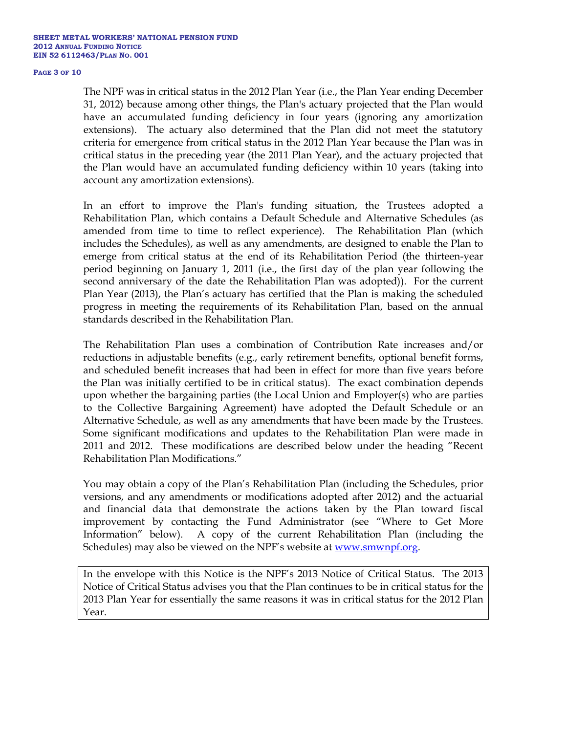The NPF was in critical status in the 2012 Plan Year (i.e., the Plan Year ending December 31, 2012) because among other things, the Plan's actuary projected that the Plan would have an accumulated funding deficiency in four years (ignoring any amortization extensions). The actuary also determined that the Plan did not meet the statutory criteria for emergence from critical status in the 2012 Plan Year because the Plan was in critical status in the preceding year (the 2011 Plan Year), and the actuary projected that the Plan would have an accumulated funding deficiency within 10 years (taking into account any amortization extensions).

In an effort to improve the Plan's funding situation, the Trustees adopted a Rehabilitation Plan, which contains a Default Schedule and Alternative Schedules (as amended from time to time to reflect experience). The Rehabilitation Plan (which includes the Schedules), as well as any amendments, are designed to enable the Plan to emerge from critical status at the end of its Rehabilitation Period (the thirteen-year period beginning on January 1, 2011 (i.e., the first day of the plan year following the second anniversary of the date the Rehabilitation Plan was adopted)). For the current Plan Year (2013), the Plan's actuary has certified that the Plan is making the scheduled progress in meeting the requirements of its Rehabilitation Plan, based on the annual standards described in the Rehabilitation Plan.

The Rehabilitation Plan uses a combination of Contribution Rate increases and/or reductions in adjustable benefits (e.g., early retirement benefits, optional benefit forms, and scheduled benefit increases that had been in effect for more than five years before the Plan was initially certified to be in critical status). The exact combination depends upon whether the bargaining parties (the Local Union and Employer(s) who are parties to the Collective Bargaining Agreement) have adopted the Default Schedule or an Alternative Schedule, as well as any amendments that have been made by the Trustees. Some significant modifications and updates to the Rehabilitation Plan were made in 2011 and 2012. These modifications are described below under the heading "Recent Rehabilitation Plan Modifications."

You may obtain a copy of the Plan's Rehabilitation Plan (including the Schedules, prior versions, and any amendments or modifications adopted after 2012) and the actuarial and financial data that demonstrate the actions taken by the Plan toward fiscal improvement by contacting the Fund Administrator (see "Where to Get More Information" below). A copy of the current Rehabilitation Plan (including the Schedules) may also be viewed on the NPF's website at [www.smwnpf.org](http://www.smwnpf.org).

In the envelope with this Notice is the NPF's 2013 Notice of Critical Status. The 2013 Notice of Critical Status advises you that the Plan continues to be in critical status for the 2013 Plan Year for essentially the same reasons it was in critical status for the 2012 Plan Year.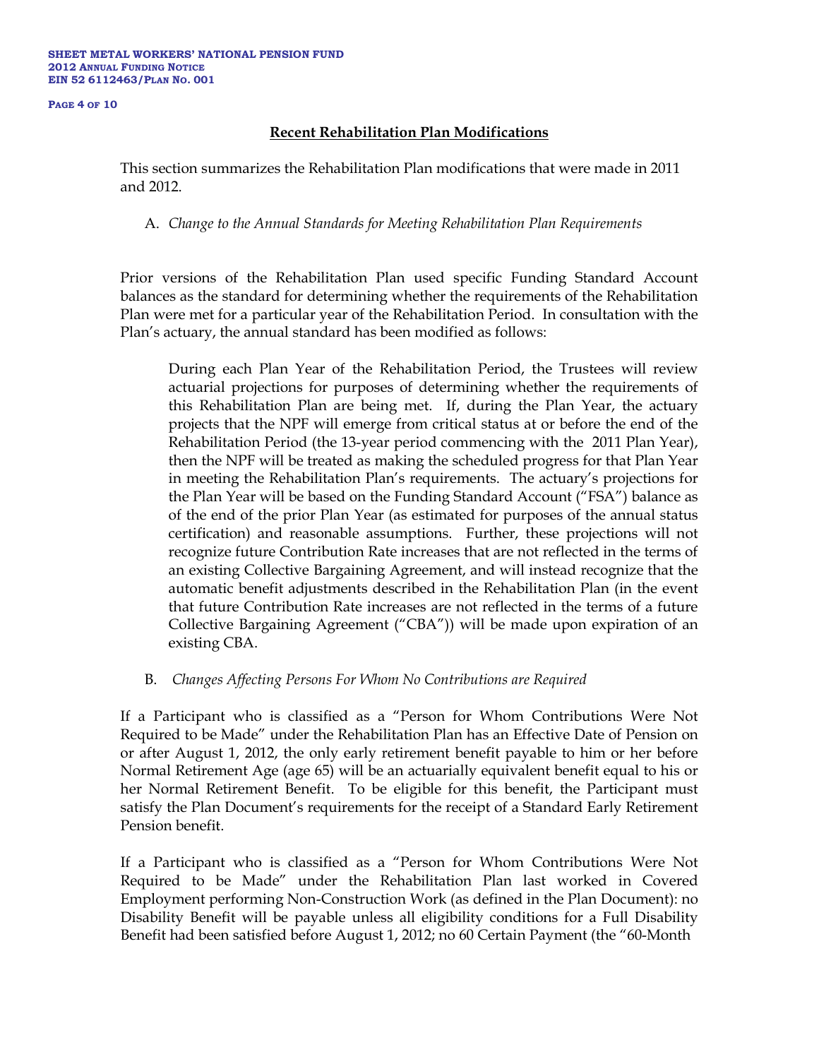## Recent Rehabilitation Plan Modifications

This section summarizes the Rehabilitation Plan modifications that were made in 2011 and 2012.

A. *Change to the Annual Standards for Meeting Rehabilitation Plan Requirements*

Prior versions of the Rehabilitation Plan used specific Funding Standard Account balances as the standard for determining whether the requirements of the Rehabilitation Plan were met for a particular year of the Rehabilitation Period. In consultation with the Plan's actuary, the annual standard has been modified as follows:

> During each Plan Year of the Rehabilitation Period, the Trustees will review actuarial projections for purposes of determining whether the requirements of this Rehabilitation Plan are being met. If, during the Plan Year, the actuary projects that the NPF will emerge from critical status at or before the end of the Rehabilitation Period (the 13-year period commencing with the 2011 Plan Year), then the NPF will be treated as making the scheduled progress for that Plan Year in meeting the Rehabilitation Plan's requirements. The actuary's projections for the Plan Year will be based on the Funding Standard Account ("FSA") balance as of the end of the prior Plan Year (as estimated for purposes of the annual status certification) and reasonable assumptions. Further, these projections will not recognize future Contribution Rate increases that are not reflected in the terms of an existing Collective Bargaining Agreement, and will instead recognize that the automatic benefit adjustments described in the Rehabilitation Plan (in the event that future Contribution Rate increases are not reflected in the terms of a future Collective Bargaining Agreement ("CBA")) will be made upon expiration of an existing CBA.

B. *Changes Affecting Persons For Whom No Contributions are Required*

If a Participant who is classified as a "Person for Whom Contributions Were Not Required to be Made" under the Rehabilitation Plan has an Effective Date of Pension on or after August 1, 2012, the only early retirement benefit payable to him or her before Normal Retirement Age (age 65) will be an actuarially equivalent benefit equal to his or her Normal Retirement Benefit. To be eligible for this benefit, the Participant must satisfy the Plan Document's requirements for the receipt of a Standard Early Retirement Pension benefit.

If a Participant who is classified as a "Person for Whom Contributions Were Not Required to be Made" under the Rehabilitation Plan last worked in Covered Employment performing Non-Construction Work (as defined in the Plan Document): no Disability Benefit will be payable unless all eligibility conditions for a Full Disability Benefit had been satisfied before August 1, 2012; no 60 Certain Payment (the "60-Month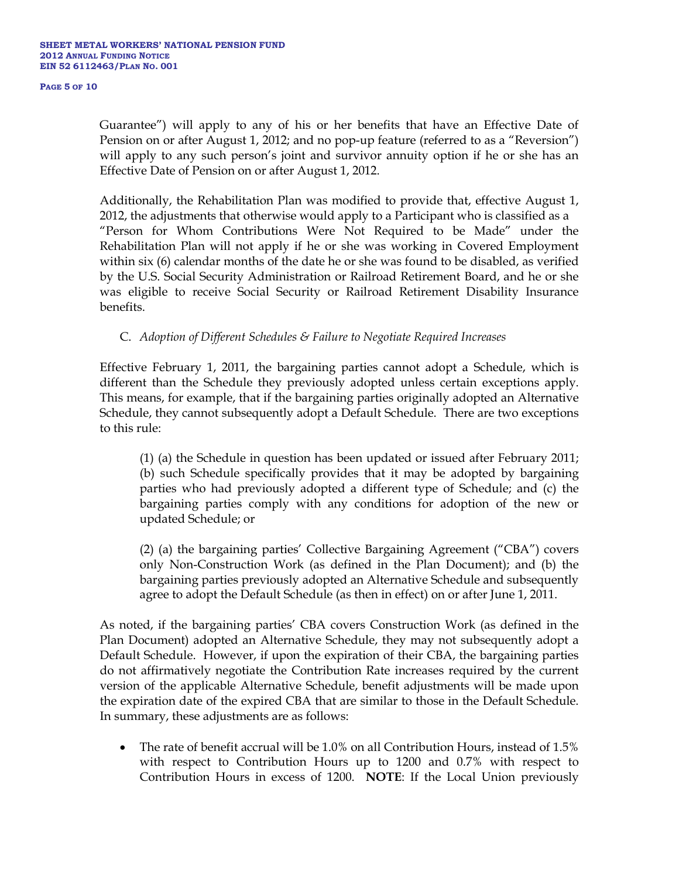Guarantee") will apply to any of his or her benefits that have an Effective Date of Pension on or after August 1, 2012; and no pop-up feature (referred to as a "Reversion") will apply to any such person's joint and survivor annuity option if he or she has an Effective Date of Pension on or after August 1, 2012.

Additionally, the Rehabilitation Plan was modified to provide that, effective August 1, 2012, the adjustments that otherwise would apply to a Participant who is classified as a "Person for Whom Contributions Were Not Required to be Made" under the Rehabilitation Plan will not apply if he or she was working in Covered Employment within six (6) calendar months of the date he or she was found to be disabled, as verified by the U.S. Social Security Administration or Railroad Retirement Board, and he or she was eligible to receive Social Security or Railroad Retirement Disability Insurance benefits.

C. *Adoption of Different Schedules & Failure to Negotiate Required Increases*

Effective February 1, 2011, the bargaining parties cannot adopt a Schedule, which is different than the Schedule they previously adopted unless certain exceptions apply. This means, for example, that if the bargaining parties originally adopted an Alternative Schedule, they cannot subsequently adopt a Default Schedule. There are two exceptions to this rule:

> (1) (a) the Schedule in question has been updated or issued after February 2011; (b) such Schedule specifically provides that it may be adopted by bargaining parties who had previously adopted a different type of Schedule; and (c) the bargaining parties comply with any conditions for adoption of the new or updated Schedule; or
>
> (2) (a) the bargaining parties' Collective Bargaining Agreement ("CBA") covers only Non-Construction Work (as defined in the Plan Document); and (b) the bargaining parties previously adopted an Alternative Schedule and subsequently agree to adopt the Default Schedule (as then in effect) on or after June 1, 2011.

As noted, if the bargaining parties' CBA covers Construction Work (as defined in the Plan Document) adopted an Alternative Schedule, they may not subsequently adopt a Default Schedule. However, if upon the expiration of their CBA, the bargaining parties do not affirmatively negotiate the Contribution Rate increases required by the current version of the applicable Alternative Schedule, benefit adjustments will be made upon the expiration date of the expired CBA that are similar to those in the Default Schedule. In summary, these adjustments are as follows:

- The rate of benefit accrual will be 1.0% on all Contribution Hours, instead of 1.5% with respect to Contribution Hours up to 1200 and 0.7% with respect to Contribution Hours in excess of 1200. **NOTE**: If the Local Union previously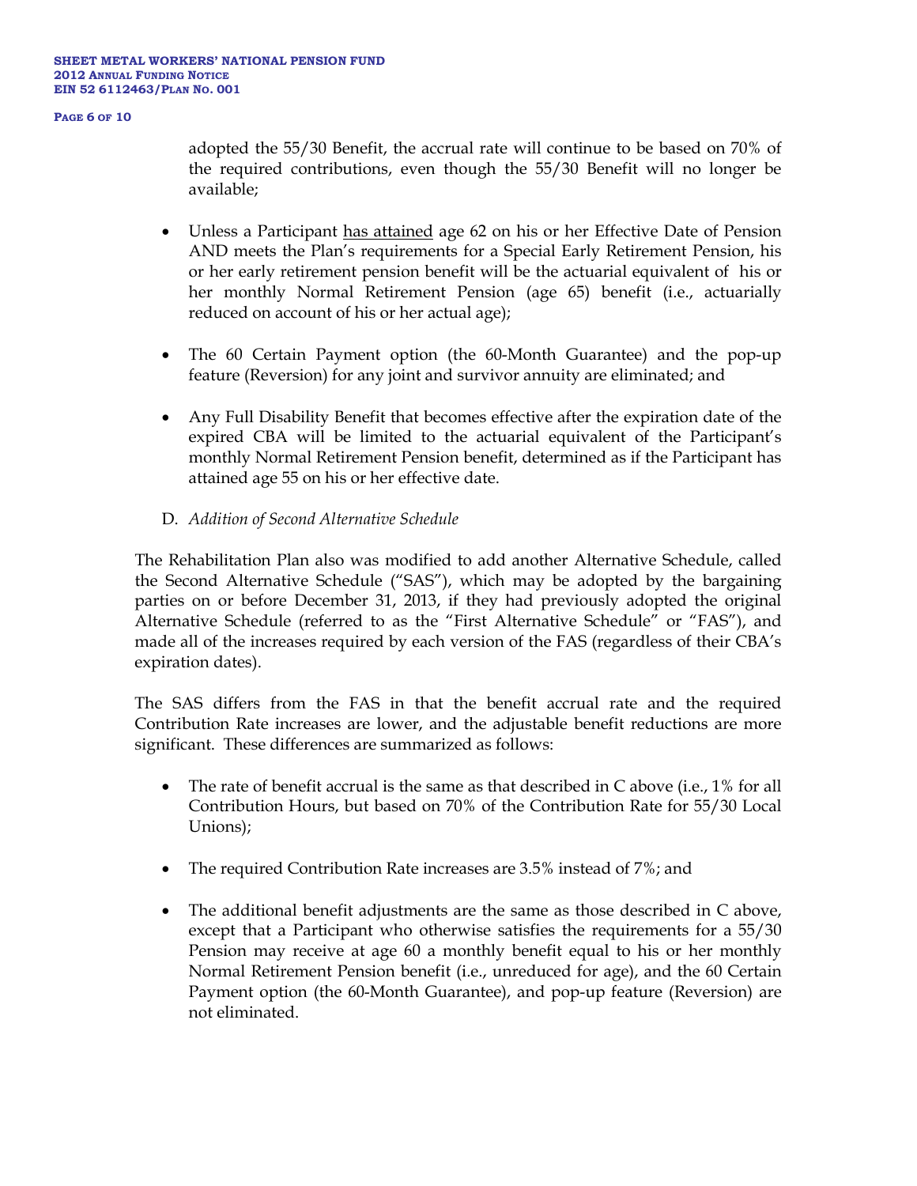adopted the 55/30 Benefit, the accrual rate will continue to be based on 70% of the required contributions, even though the 55/30 Benefit will no longer be available;

- Unless a Participant has attained age 62 on his or her Effective Date of Pension AND meets the Plan's requirements for a Special Early Retirement Pension, his or her early retirement pension benefit will be the actuarial equivalent of his or her monthly Normal Retirement Pension (age 65) benefit (i.e., actuarially reduced on account of his or her actual age);

- The 60 Certain Payment option (the 60-Month Guarantee) and the pop-up feature (Reversion) for any joint and survivor annuity are eliminated; and

- Any Full Disability Benefit that becomes effective after the expiration date of the expired CBA will be limited to the actuarial equivalent of the Participant's monthly Normal Retirement Pension benefit, determined as if the Participant has attained age 55 on his or her effective date.

D. *Addition of Second Alternative Schedule*

The Rehabilitation Plan also was modified to add another Alternative Schedule, called the Second Alternative Schedule ("SAS"), which may be adopted by the bargaining parties on or before December 31, 2013, if they had previously adopted the original Alternative Schedule (referred to as the "First Alternative Schedule" or "FAS"), and made all of the increases required by each version of the FAS (regardless of their CBA's expiration dates).

The SAS differs from the FAS in that the benefit accrual rate and the required Contribution Rate increases are lower, and the adjustable benefit reductions are more significant. These differences are summarized as follows:

- The rate of benefit accrual is the same as that described in C above (i.e., 1% for all Contribution Hours, but based on 70% of the Contribution Rate for 55/30 Local Unions);

- The required Contribution Rate increases are 3.5% instead of 7%; and

- The additional benefit adjustments are the same as those described in C above, except that a Participant who otherwise satisfies the requirements for a 55/30 Pension may receive at age 60 a monthly benefit equal to his or her monthly Normal Retirement Pension benefit (i.e., unreduced for age), and the 60 Certain Payment option (the 60-Month Guarantee), and pop-up feature (Reversion) are not eliminated.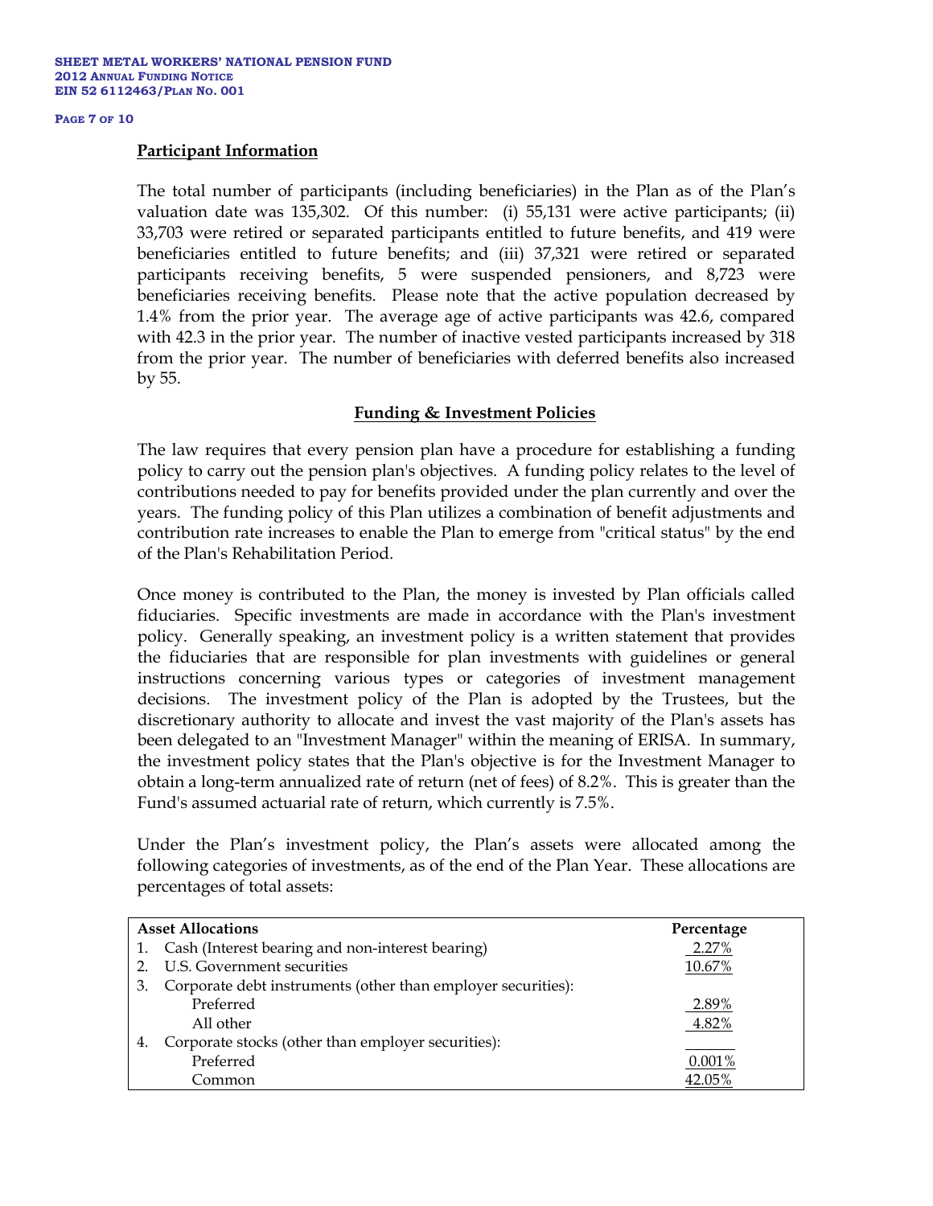## Participant Information

The total number of participants (including beneficiaries) in the Plan as of the Plan's valuation date was 135,302. Of this number: (i) 55,131 were active participants; (ii) 33,703 were retired or separated participants entitled to future benefits, and 419 were beneficiaries entitled to future benefits; and (iii) 37,321 were retired or separated participants receiving benefits, 5 were suspended pensioners, and 8,723 were beneficiaries receiving benefits. Please note that the active population decreased by 1.4% from the prior year. The average age of active participants was 42.6, compared with 42.3 in the prior year. The number of inactive vested participants increased by 318 from the prior year. The number of beneficiaries with deferred benefits also increased by 55.

## Funding & Investment Policies

The law requires that every pension plan have a procedure for establishing a funding policy to carry out the pension plan's objectives. A funding policy relates to the level of contributions needed to pay for benefits provided under the plan currently and over the years. The funding policy of this Plan utilizes a combination of benefit adjustments and contribution rate increases to enable the Plan to emerge from "critical status" by the end of the Plan's Rehabilitation Period.

Once money is contributed to the Plan, the money is invested by Plan officials called fiduciaries. Specific investments are made in accordance with the Plan's investment policy. Generally speaking, an investment policy is a written statement that provides the fiduciaries that are responsible for plan investments with guidelines or general instructions concerning various types or categories of investment management decisions. The investment policy of the Plan is adopted by the Trustees, but the discretionary authority to allocate and invest the vast majority of the Plan's assets has been delegated to an "Investment Manager" within the meaning of ERISA. In summary, the investment policy states that the Plan's objective is for the Investment Manager to obtain a long-term annualized rate of return (net of fees) of 8.2%. This is greater than the Fund's assumed actuarial rate of return, which currently is 7.5%.

Under the Plan's investment policy, the Plan's assets were allocated among the following categories of investments, as of the end of the Plan Year. These allocations are percentages of total assets:

| Asset Allocations | Percentage |
|---|---|
| 1. Cash (Interest bearing and non-interest bearing) | 2.27% |
| 2. U.S. Government securities | 10.67% |
| 3. Corporate debt instruments (other than employer securities): | |
| Preferred | 2.89% |
| All other | 4.82% |
| 4. Corporate stocks (other than employer securities): | |
| Preferred | 0.001% |
| Common | 42.05% |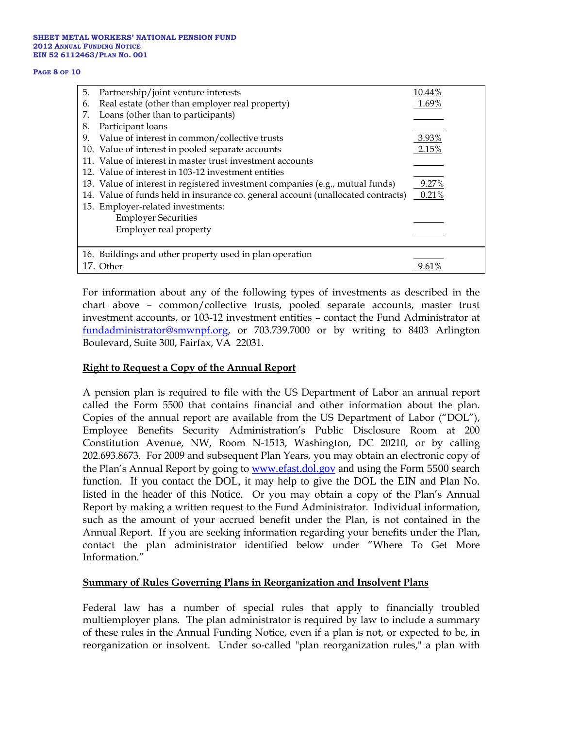| | |
|---|---|
| 5. Partnership/joint venture interests | 10.44% |
| 6. Real estate (other than employer real property) | 1.69% |
| 7. Loans (other than to participants) | |
| 8. Participant loans | |
| 9. Value of interest in common/collective trusts | 3.93% |
| 10. Value of interest in pooled separate accounts | 2.15% |
| 11. Value of interest in master trust investment accounts | |
| 12. Value of interest in 103-12 investment entities | |
| 13. Value of interest in registered investment companies (e.g., mutual funds) | 9.27% |
| 14. Value of funds held in insurance co. general account (unallocated contracts) | 0.21% |
| 15. Employer-related investments: | |
| Employer Securities | |
| Employer real property | |
| 16. Buildings and other property used in plan operation | |
| 17. Other | 9.61% |

For information about any of the following types of investments as described in the chart above – common/collective trusts, pooled separate accounts, master trust investment accounts, or 103-12 investment entities – contact the Fund Administrator at fundadministrator@smwnpf.org, or 703.739.7000 or by writing to 8403 Arlington Boulevard, Suite 300, Fairfax, VA 22031.

**Right to Request a Copy of the Annual Report**

A pension plan is required to file with the US Department of Labor an annual report called the Form 5500 that contains financial and other information about the plan. Copies of the annual report are available from the US Department of Labor ("DOL"), Employee Benefits Security Administration's Public Disclosure Room at 200 Constitution Avenue, NW, Room N-1513, Washington, DC 20210, or by calling 202.693.8673. For 2009 and subsequent Plan Years, you may obtain an electronic copy of the Plan's Annual Report by going to www.efast.dol.gov and using the Form 5500 search function. If you contact the DOL, it may help to give the DOL the EIN and Plan No. listed in the header of this Notice. Or you may obtain a copy of the Plan's Annual Report by making a written request to the Fund Administrator. Individual information, such as the amount of your accrued benefit under the Plan, is not contained in the Annual Report. If you are seeking information regarding your benefits under the Plan, contact the plan administrator identified below under "Where To Get More Information."

**Summary of Rules Governing Plans in Reorganization and Insolvent Plans**

Federal law has a number of special rules that apply to financially troubled multiemployer plans. The plan administrator is required by law to include a summary of these rules in the Annual Funding Notice, even if a plan is not, or expected to be, in reorganization or insolvent. Under so-called "plan reorganization rules," a plan with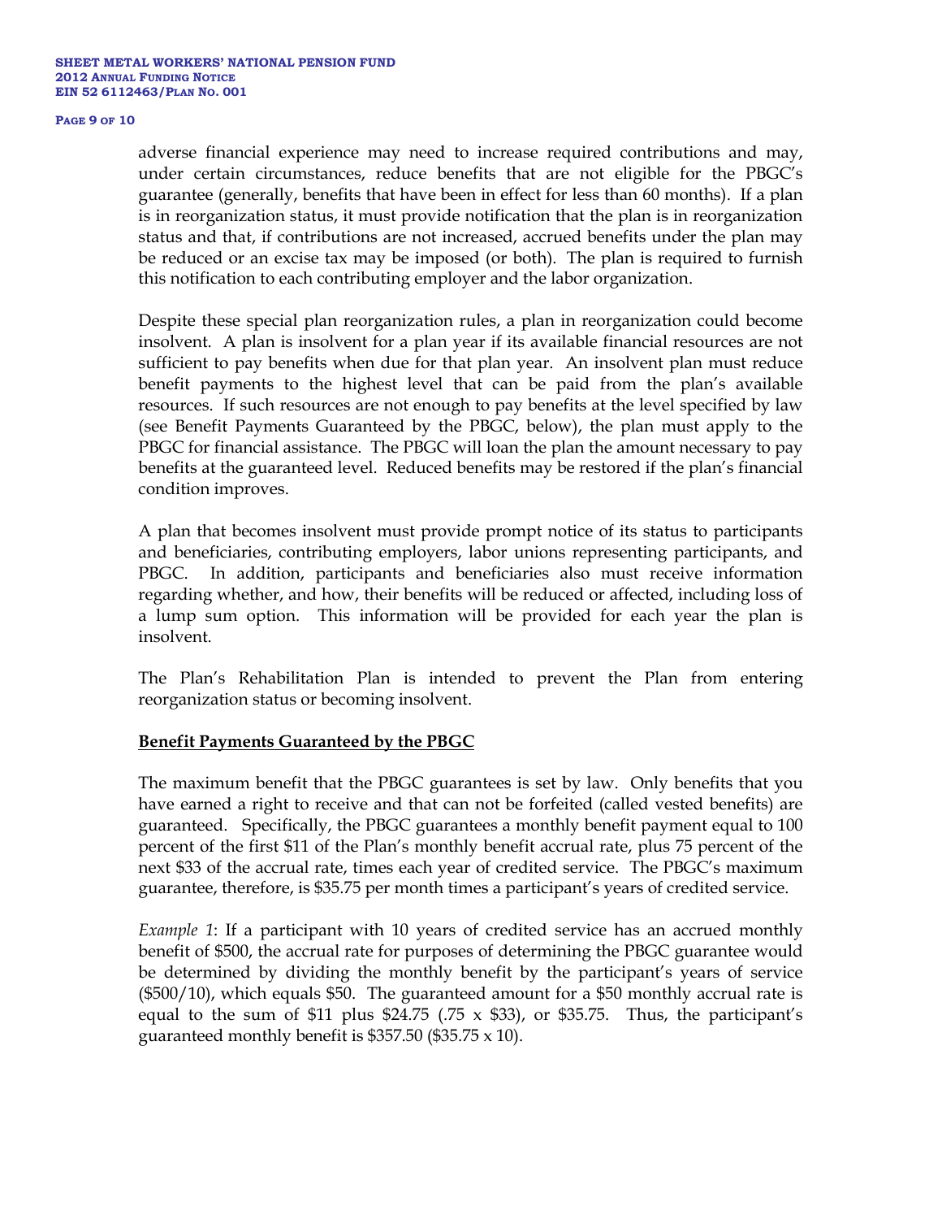adverse financial experience may need to increase required contributions and may, under certain circumstances, reduce benefits that are not eligible for the PBGC's guarantee (generally, benefits that have been in effect for less than 60 months). If a plan is in reorganization status, it must provide notification that the plan is in reorganization status and that, if contributions are not increased, accrued benefits under the plan may be reduced or an excise tax may be imposed (or both). The plan is required to furnish this notification to each contributing employer and the labor organization.

Despite these special plan reorganization rules, a plan in reorganization could become insolvent. A plan is insolvent for a plan year if its available financial resources are not sufficient to pay benefits when due for that plan year. An insolvent plan must reduce benefit payments to the highest level that can be paid from the plan's available resources. If such resources are not enough to pay benefits at the level specified by law (see Benefit Payments Guaranteed by the PBGC, below), the plan must apply to the PBGC for financial assistance. The PBGC will loan the plan the amount necessary to pay benefits at the guaranteed level. Reduced benefits may be restored if the plan's financial condition improves.

A plan that becomes insolvent must provide prompt notice of its status to participants and beneficiaries, contributing employers, labor unions representing participants, and PBGC. In addition, participants and beneficiaries also must receive information regarding whether, and how, their benefits will be reduced or affected, including loss of a lump sum option. This information will be provided for each year the plan is insolvent.

The Plan's Rehabilitation Plan is intended to prevent the Plan from entering reorganization status or becoming insolvent.

## Benefit Payments Guaranteed by the PBGC

The maximum benefit that the PBGC guarantees is set by law. Only benefits that you have earned a right to receive and that can not be forfeited (called vested benefits) are guaranteed. Specifically, the PBGC guarantees a monthly benefit payment equal to 100 percent of the first $11 of the Plan's monthly benefit accrual rate, plus 75 percent of the next $33 of the accrual rate, times each year of credited service. The PBGC's maximum guarantee, therefore, is $35.75 per month times a participant's years of credited service.

*Example 1*: If a participant with 10 years of credited service has an accrued monthly benefit of $500, the accrual rate for purposes of determining the PBGC guarantee would be determined by dividing the monthly benefit by the participant's years of service ($500/10), which equals $50. The guaranteed amount for a $50 monthly accrual rate is equal to the sum of $11 plus $24.75 (.75 x $33), or $35.75. Thus, the participant's guaranteed monthly benefit is $357.50 ($35.75 x 10).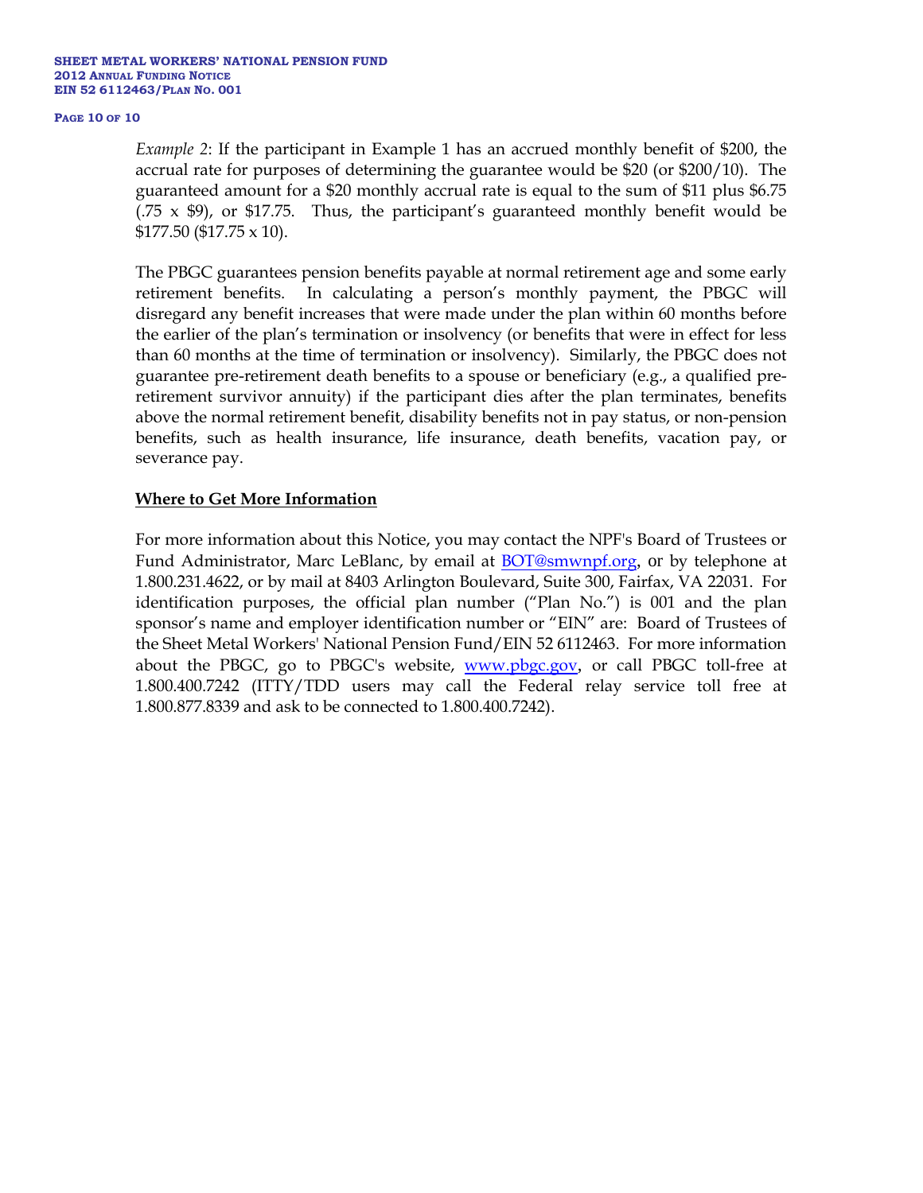*Example 2*: If the participant in Example 1 has an accrued monthly benefit of $200, the accrual rate for purposes of determining the guarantee would be $20 (or $200/10). The guaranteed amount for a $20 monthly accrual rate is equal to the sum of $11 plus $6.75 (.75 x $9), or $17.75. Thus, the participant's guaranteed monthly benefit would be $177.50 ($17.75 x 10).

The PBGC guarantees pension benefits payable at normal retirement age and some early retirement benefits. In calculating a person's monthly payment, the PBGC will disregard any benefit increases that were made under the plan within 60 months before the earlier of the plan's termination or insolvency (or benefits that were in effect for less than 60 months at the time of termination or insolvency). Similarly, the PBGC does not guarantee pre-retirement death benefits to a spouse or beneficiary (e.g., a qualified pre-retirement survivor annuity) if the participant dies after the plan terminates, benefits above the normal retirement benefit, disability benefits not in pay status, or non-pension benefits, such as health insurance, life insurance, death benefits, vacation pay, or severance pay.

## Where to Get More Information

For more information about this Notice, you may contact the NPF's Board of Trustees or Fund Administrator, Marc LeBlanc, by email at BOT@smwnpf.org, or by telephone at 1.800.231.4622, or by mail at 8403 Arlington Boulevard, Suite 300, Fairfax, VA 22031. For identification purposes, the official plan number ("Plan No.") is 001 and the plan sponsor's name and employer identification number or "EIN" are: Board of Trustees of the Sheet Metal Workers' National Pension Fund/EIN 52 6112463. For more information about the PBGC, go to PBGC's website, www.pbgc.gov, or call PBGC toll-free at 1.800.400.7242 (ITTY/TDD users may call the Federal relay service toll free at 1.800.877.8339 and ask to be connected to 1.800.400.7242).